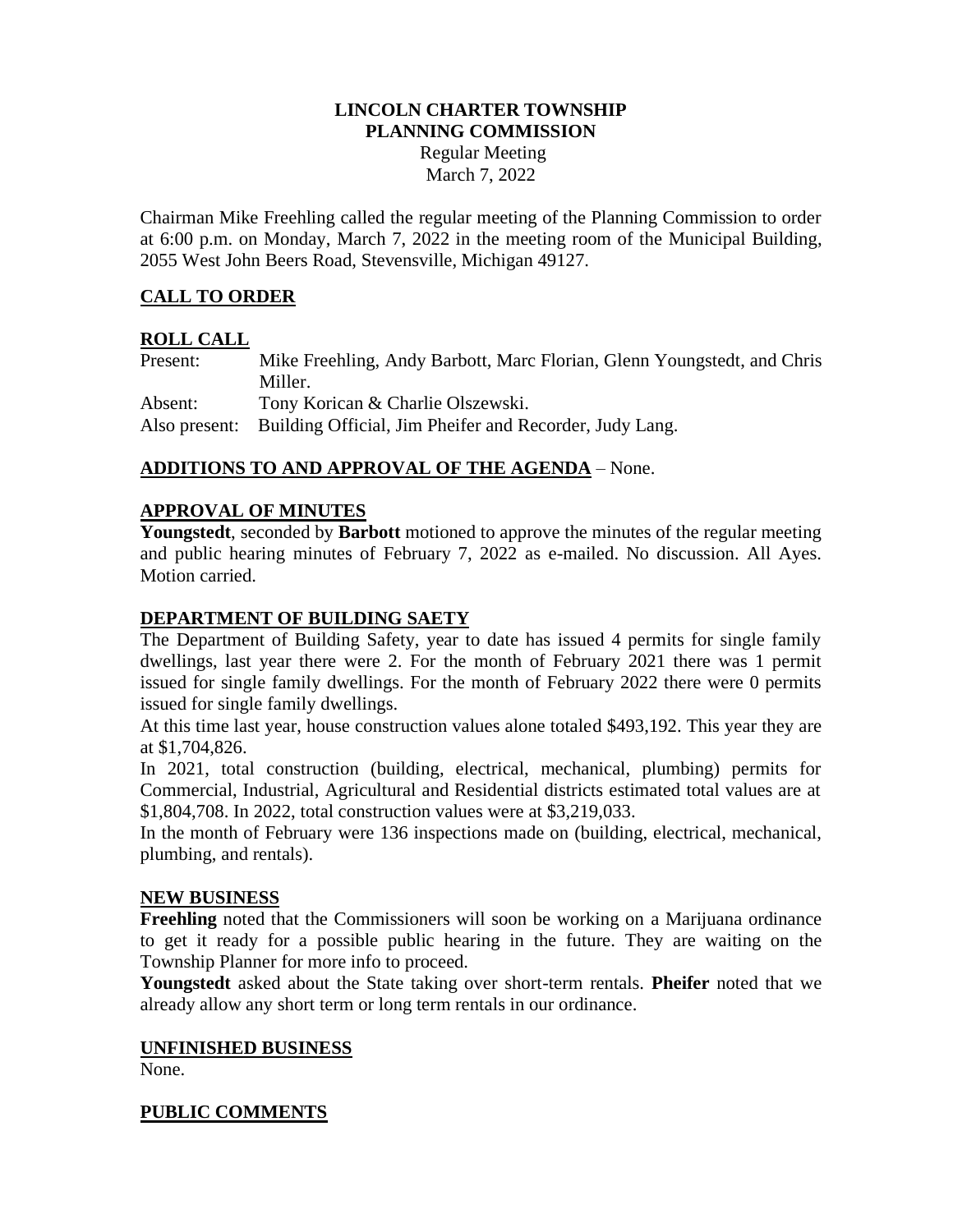**LINCOLN CHARTER TOWNSHIP**
**PLANNING COMMISSION**
Regular Meeting
March 7, 2022

Chairman Mike Freehling called the regular meeting of the Planning Commission to order at 6:00 p.m. on Monday, March 7, 2022 in the meeting room of the Municipal Building, 2055 West John Beers Road, Stevensville, Michigan 49127.

## CALL TO ORDER

## ROLL CALL

Present: Mike Freehling, Andy Barbott, Marc Florian, Glenn Youngstedt, and Chris Miller.
Absent: Tony Korican & Charlie Olszewski.
Also present: Building Official, Jim Pheifer and Recorder, Judy Lang.

## ADDITIONS TO AND APPROVAL OF THE AGENDA – None.

## APPROVAL OF MINUTES

**Youngstedt**, seconded by **Barbott** motioned to approve the minutes of the regular meeting and public hearing minutes of February 7, 2022 as e-mailed. No discussion. All Ayes. Motion carried.

## DEPARTMENT OF BUILDING SAETY

The Department of Building Safety, year to date has issued 4 permits for single family dwellings, last year there were 2. For the month of February 2021 there was 1 permit issued for single family dwellings. For the month of February 2022 there were 0 permits issued for single family dwellings.

At this time last year, house construction values alone totaled $493,192. This year they are at $1,704,826.

In 2021, total construction (building, electrical, mechanical, plumbing) permits for Commercial, Industrial, Agricultural and Residential districts estimated total values are at $1,804,708. In 2022, total construction values were at $3,219,033.

In the month of February were 136 inspections made on (building, electrical, mechanical, plumbing, and rentals).

## NEW BUSINESS

**Freehling** noted that the Commissioners will soon be working on a Marijuana ordinance to get it ready for a possible public hearing in the future. They are waiting on the Township Planner for more info to proceed.

**Youngstedt** asked about the State taking over short-term rentals. **Pheifer** noted that we already allow any short term or long term rentals in our ordinance.

## UNFINISHED BUSINESS

None.

## PUBLIC COMMENTS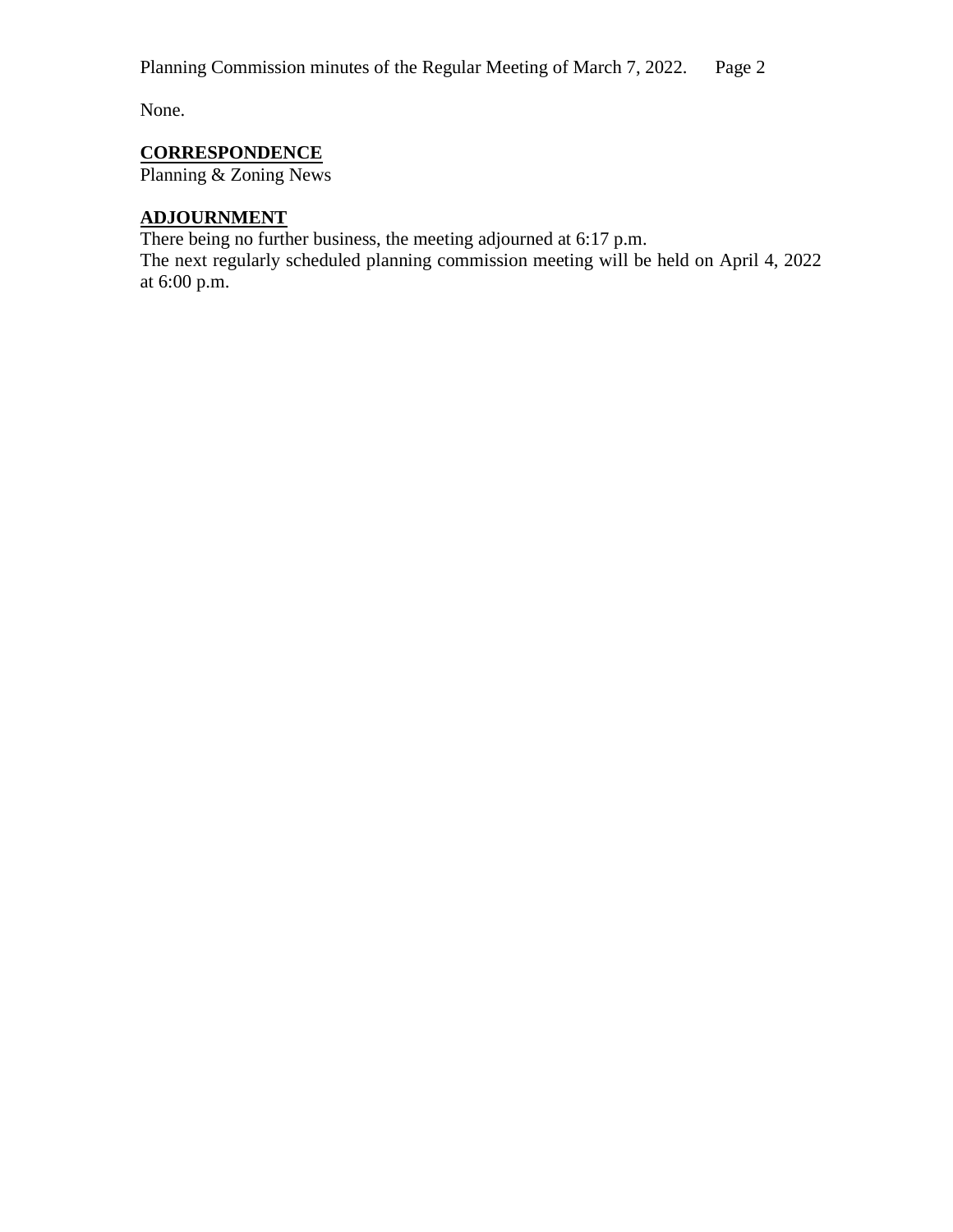None.

**CORRESPONDENCE**

Planning & Zoning News

**ADJOURNMENT**

There being no further business, the meeting adjourned at 6:17 p.m.
The next regularly scheduled planning commission meeting will be held on April 4, 2022 at 6:00 p.m.